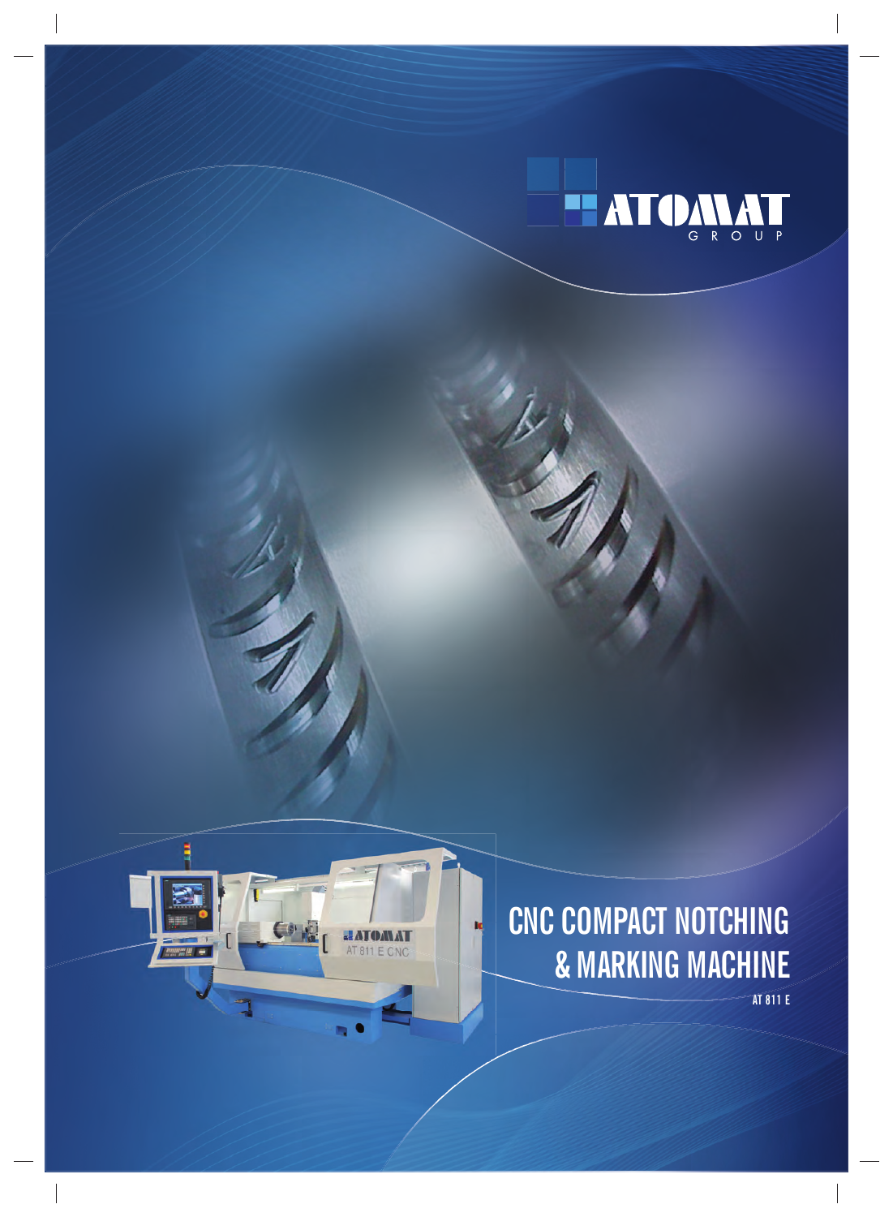ATOMAT GROUP

# CNC COMPACT NOTCHING & MARKING MACHINE

AT 811 E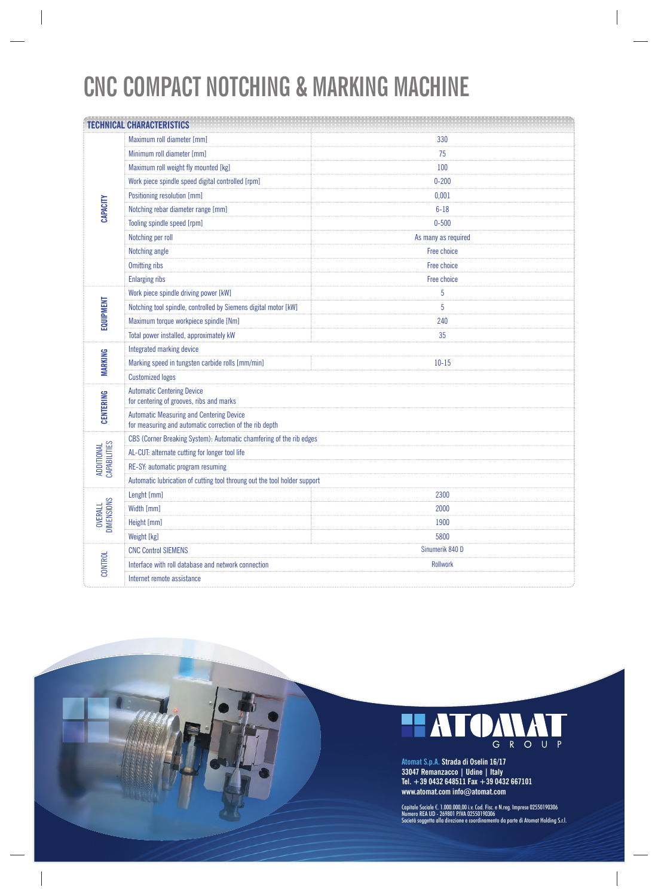# CNC COMPACT NOTCHING & MARKING MACHINE

| TECHNICAL CHARACTERISTICS | | |
|---|---|---|
| CAPACITY | Maximum roll diameter [mm] | 330 |
| | Minimum roll diameter [mm] | 75 |
| | Maximum roll weight fly mounted [kg] | 100 |
| | Work piece spindle speed digital controlled [rpm] | 0-200 |
| | Positioning resolution [mm] | 0,001 |
| | Notching rebar diameter range [mm] | 6-18 |
| | Tooling spindle speed [rpm] | 0-500 |
| | Notching per roll | As many as required |
| | Notching angle | Free choice |
| | Omitting ribs | Free choice |
| | Enlarging ribs | Free choice |
| EQUIPMENT | Work piece spindle driving power [kW] | 5 |
| | Notching tool spindle, controlled by Siemens digital motor [kW] | 5 |
| | Maximum torque workpiece spindle [Nm] | 240 |
| | Total power installed, approximately kW | 35 |
| MARKING | Integrated marking device | |
| | Marking speed in tungsten carbide rolls [mm/min] | 10-15 |
| | Customized logos | |
| CENTERING | Automatic Centering Device for centering of grooves, ribs and marks | |
| | Automatic Measuring and Centering Device for measuring and automatic correction of the rib depth | |
| ADDITIONAL CAPABILITIES | CBS (Corner Breaking System): Automatic chamfering of the rib edges | |
| | AL-CUT: alternate cutting for longer tool life | |
| | RE-SY: automatic program resuming | |
| | Automatic lubrication of cutting tool throung out the tool holder support | |
| OVERALL DIMENSIONS | Lenght [mm] | 2300 |
| | Width [mm] | 2000 |
| | Height [mm] | 1900 |
| | Weight [kg] | 5800 |
| CONTROL | CNC Control SIEMENS | Sinumerik 840 D |
| | Interface with roll database and network connection | Rollwork |
| | Internet remote assistance | |

ATOMAT GROUP

**Atomat S.p.A. Strada di Oselin 16/17**
**33047 Remanzacco | Udine | Italy**
**Tel. +39 0432 648511 Fax +39 0432 667101**
**www.atomat.com info@atomat.com**

Capitale Sociale €. 1.000.000,00 i.v. Cod. Fisc. e N.reg. Imprese 02550190306
Numero REA UD - 269801 P.IVA 02550190306
Società soggetta alla direzione e coordinamento da parte di Atomat Holding S.r.l.